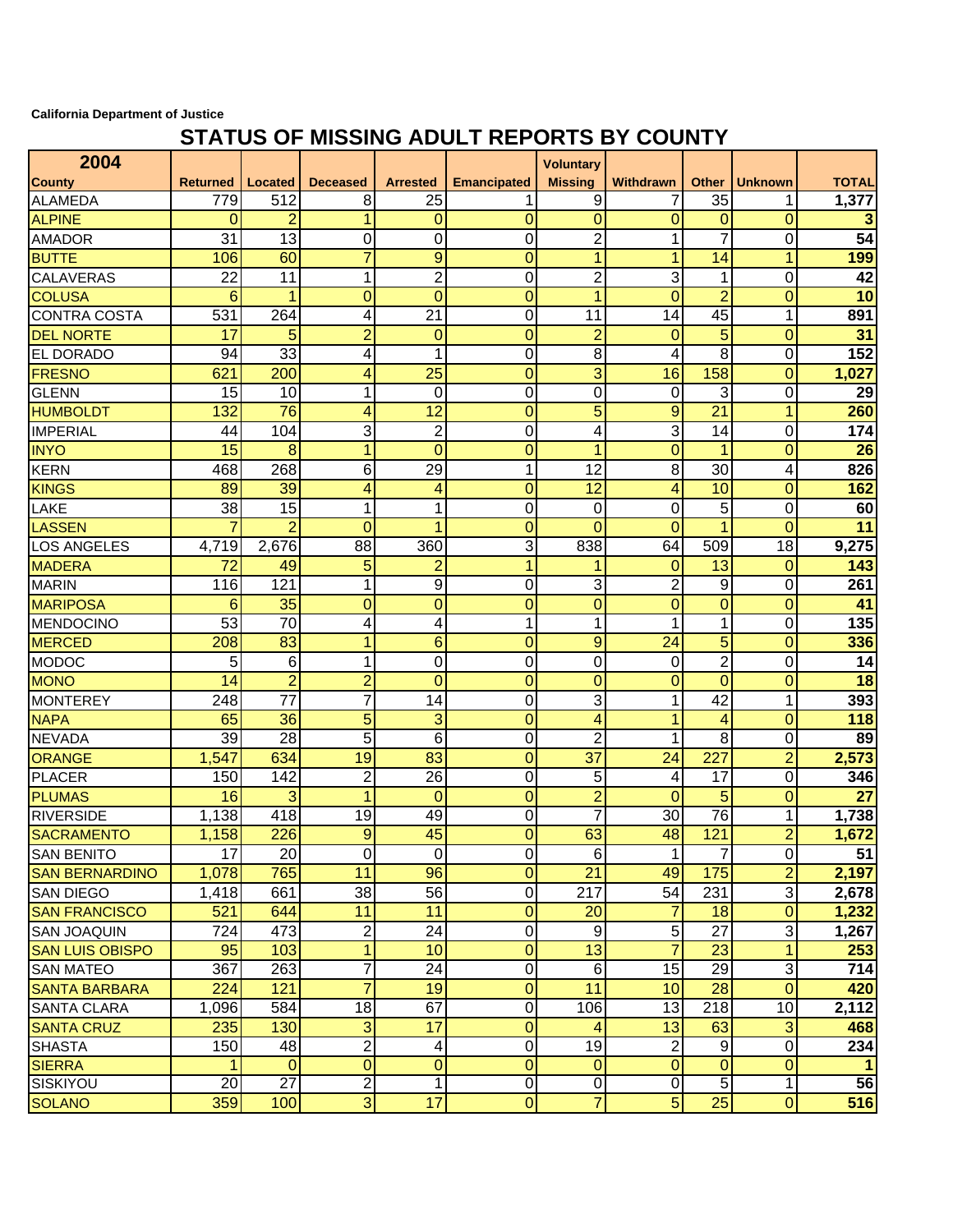California Department of Justice

# STATUS OF MISSING ADULT REPORTS BY COUNTY

| 2004 | | | | | | | | | | |
|---|---|---|---|---|---|---|---|---|---|---|
| County | Returned | Located | Deceased | Arrested | Emancipated | Voluntary Missing | Withdrawn | Other | Unknown | TOTAL |
| ALAMEDA | 779 | 512 | 8 | 25 | 1 | 9 | 7 | 35 | 1 | 1,377 |
| ALPINE | 0 | 2 | 1 | 0 | 0 | 0 | 0 | 0 | 0 | 3 |
| AMADOR | 31 | 13 | 0 | 0 | 0 | 2 | 1 | 7 | 0 | 54 |
| BUTTE | 106 | 60 | 7 | 9 | 0 | 1 | 1 | 14 | 1 | 199 |
| CALAVERAS | 22 | 11 | 1 | 2 | 0 | 2 | 3 | 1 | 0 | 42 |
| COLUSA | 6 | 1 | 0 | 0 | 0 | 1 | 0 | 2 | 0 | 10 |
| CONTRA COSTA | 531 | 264 | 4 | 21 | 0 | 11 | 14 | 45 | 1 | 891 |
| DEL NORTE | 17 | 5 | 2 | 0 | 0 | 2 | 0 | 5 | 0 | 31 |
| EL DORADO | 94 | 33 | 4 | 1 | 0 | 8 | 4 | 8 | 0 | 152 |
| FRESNO | 621 | 200 | 4 | 25 | 0 | 3 | 16 | 158 | 0 | 1,027 |
| GLENN | 15 | 10 | 1 | 0 | 0 | 0 | 0 | 3 | 0 | 29 |
| HUMBOLDT | 132 | 76 | 4 | 12 | 0 | 5 | 9 | 21 | 1 | 260 |
| IMPERIAL | 44 | 104 | 3 | 2 | 0 | 4 | 3 | 14 | 0 | 174 |
| INYO | 15 | 8 | 1 | 0 | 0 | 1 | 0 | 1 | 0 | 26 |
| KERN | 468 | 268 | 6 | 29 | 1 | 12 | 8 | 30 | 4 | 826 |
| KINGS | 89 | 39 | 4 | 4 | 0 | 12 | 4 | 10 | 0 | 162 |
| LAKE | 38 | 15 | 1 | 1 | 0 | 0 | 0 | 5 | 0 | 60 |
| LASSEN | 7 | 2 | 0 | 1 | 0 | 0 | 0 | 1 | 0 | 11 |
| LOS ANGELES | 4,719 | 2,676 | 88 | 360 | 3 | 838 | 64 | 509 | 18 | 9,275 |
| MADERA | 72 | 49 | 5 | 2 | 1 | 1 | 0 | 13 | 0 | 143 |
| MARIN | 116 | 121 | 1 | 9 | 0 | 3 | 2 | 9 | 0 | 261 |
| MARIPOSA | 6 | 35 | 0 | 0 | 0 | 0 | 0 | 0 | 0 | 41 |
| MENDOCINO | 53 | 70 | 4 | 4 | 1 | 1 | 1 | 1 | 0 | 135 |
| MERCED | 208 | 83 | 1 | 6 | 0 | 9 | 24 | 5 | 0 | 336 |
| MODOC | 5 | 6 | 1 | 0 | 0 | 0 | 0 | 2 | 0 | 14 |
| MONO | 14 | 2 | 2 | 0 | 0 | 0 | 0 | 0 | 0 | 18 |
| MONTEREY | 248 | 77 | 7 | 14 | 0 | 3 | 1 | 42 | 1 | 393 |
| NAPA | 65 | 36 | 5 | 3 | 0 | 4 | 1 | 4 | 0 | 118 |
| NEVADA | 39 | 28 | 5 | 6 | 0 | 2 | 1 | 8 | 0 | 89 |
| ORANGE | 1,547 | 634 | 19 | 83 | 0 | 37 | 24 | 227 | 2 | 2,573 |
| PLACER | 150 | 142 | 2 | 26 | 0 | 5 | 4 | 17 | 0 | 346 |
| PLUMAS | 16 | 3 | 1 | 0 | 0 | 2 | 0 | 5 | 0 | 27 |
| RIVERSIDE | 1,138 | 418 | 19 | 49 | 0 | 7 | 30 | 76 | 1 | 1,738 |
| SACRAMENTO | 1,158 | 226 | 9 | 45 | 0 | 63 | 48 | 121 | 2 | 1,672 |
| SAN BENITO | 17 | 20 | 0 | 0 | 0 | 6 | 1 | 7 | 0 | 51 |
| SAN BERNARDINO | 1,078 | 765 | 11 | 96 | 0 | 21 | 49 | 175 | 2 | 2,197 |
| SAN DIEGO | 1,418 | 661 | 38 | 56 | 0 | 217 | 54 | 231 | 3 | 2,678 |
| SAN FRANCISCO | 521 | 644 | 11 | 11 | 0 | 20 | 7 | 18 | 0 | 1,232 |
| SAN JOAQUIN | 724 | 473 | 2 | 24 | 0 | 9 | 5 | 27 | 3 | 1,267 |
| SAN LUIS OBISPO | 95 | 103 | 1 | 10 | 0 | 13 | 7 | 23 | 1 | 253 |
| SAN MATEO | 367 | 263 | 7 | 24 | 0 | 6 | 15 | 29 | 3 | 714 |
| SANTA BARBARA | 224 | 121 | 7 | 19 | 0 | 11 | 10 | 28 | 0 | 420 |
| SANTA CLARA | 1,096 | 584 | 18 | 67 | 0 | 106 | 13 | 218 | 10 | 2,112 |
| SANTA CRUZ | 235 | 130 | 3 | 17 | 0 | 4 | 13 | 63 | 3 | 468 |
| SHASTA | 150 | 48 | 2 | 4 | 0 | 19 | 2 | 9 | 0 | 234 |
| SIERRA | 1 | 0 | 0 | 0 | 0 | 0 | 0 | 0 | 0 | 1 |
| SISKIYOU | 20 | 27 | 2 | 1 | 0 | 0 | 0 | 5 | 1 | 56 |
| SOLANO | 359 | 100 | 3 | 17 | 0 | 7 | 5 | 25 | 0 | 516 |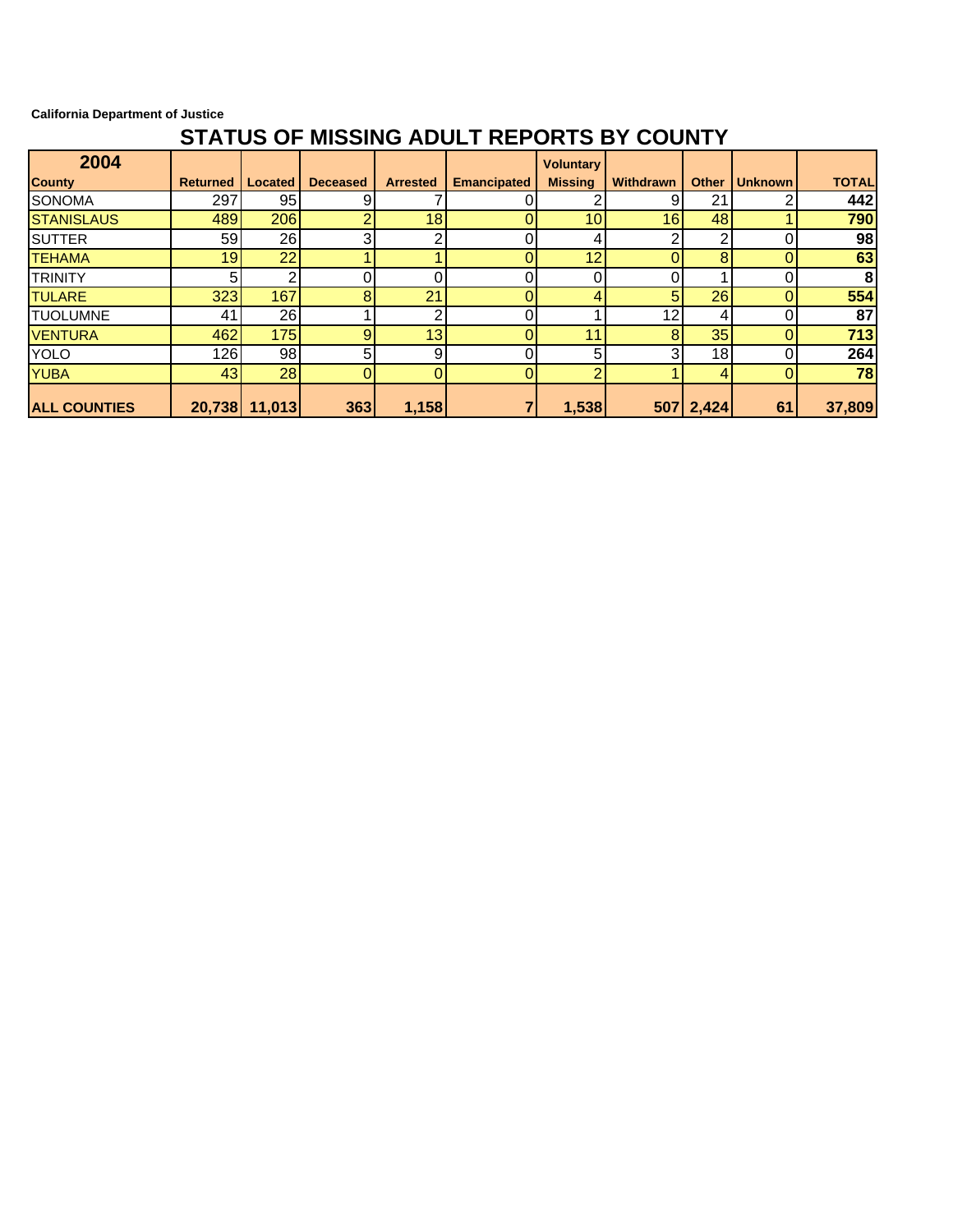California Department of Justice

# STATUS OF MISSING ADULT REPORTS BY COUNTY

| 2004<br>County | Returned | Located | Deceased | Arrested | Emancipated | Voluntary Missing | Withdrawn | Other | Unknown | TOTAL |
|---|---|---|---|---|---|---|---|---|---|---|
| SONOMA | 297 | 95 | 9 | 7 | 0 | 2 | 9 | 21 | 2 | **442** |
| STANISLAUS | 489 | 206 | 2 | 18 | 0 | 10 | 16 | 48 | 1 | **790** |
| SUTTER | 59 | 26 | 3 | 2 | 0 | 4 | 2 | 2 | 0 | **98** |
| TEHAMA | 19 | 22 | 1 | 1 | 0 | 12 | 0 | 8 | 0 | **63** |
| TRINITY | 5 | 2 | 0 | 0 | 0 | 0 | 0 | 1 | 0 | **8** |
| TULARE | 323 | 167 | 8 | 21 | 0 | 4 | 5 | 26 | 0 | **554** |
| TUOLUMNE | 41 | 26 | 1 | 2 | 0 | 1 | 12 | 4 | 0 | **87** |
| VENTURA | 462 | 175 | 9 | 13 | 0 | 11 | 8 | 35 | 0 | **713** |
| YOLO | 126 | 98 | 5 | 9 | 0 | 5 | 3 | 18 | 0 | **264** |
| YUBA | 43 | 28 | 0 | 0 | 0 | 2 | 1 | 4 | 0 | **78** |
| **ALL COUNTIES** | **20,738** | **11,013** | **363** | **1,158** | **7** | **1,538** | **507** | **2,424** | **61** | **37,809** |